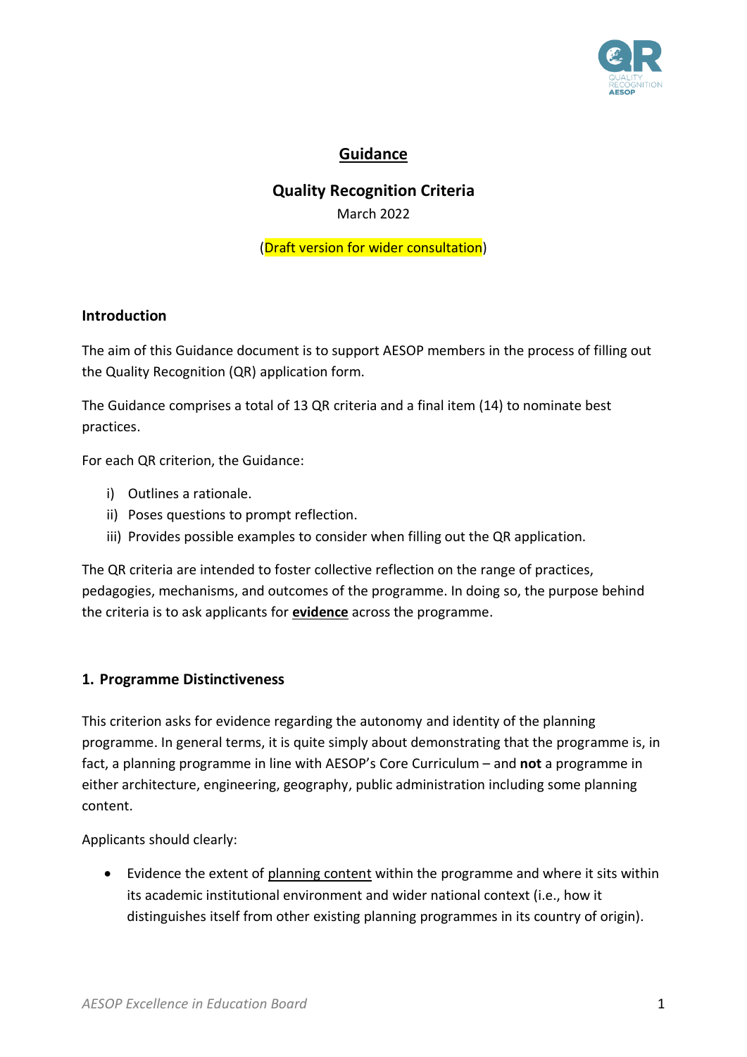# Guidance

## Quality Recognition Criteria

March 2022

(Draft version for wider consultation)

### Introduction

The aim of this Guidance document is to support AESOP members in the process of filling out the Quality Recognition (QR) application form.

The Guidance comprises a total of 13 QR criteria and a final item (14) to nominate best practices.

For each QR criterion, the Guidance:

i) Outlines a rationale.
ii) Poses questions to prompt reflection.
iii) Provides possible examples to consider when filling out the QR application.

The QR criteria are intended to foster collective reflection on the range of practices, pedagogies, mechanisms, and outcomes of the programme. In doing so, the purpose behind the criteria is to ask applicants for **evidence** across the programme.

### 1. Programme Distinctiveness

This criterion asks for evidence regarding the autonomy and identity of the planning programme. In general terms, it is quite simply about demonstrating that the programme is, in fact, a planning programme in line with AESOP's Core Curriculum – and **not** a programme in either architecture, engineering, geography, public administration including some planning content.

Applicants should clearly:

- Evidence the extent of planning content within the programme and where it sits within its academic institutional environment and wider national context (i.e., how it distinguishes itself from other existing planning programmes in its country of origin).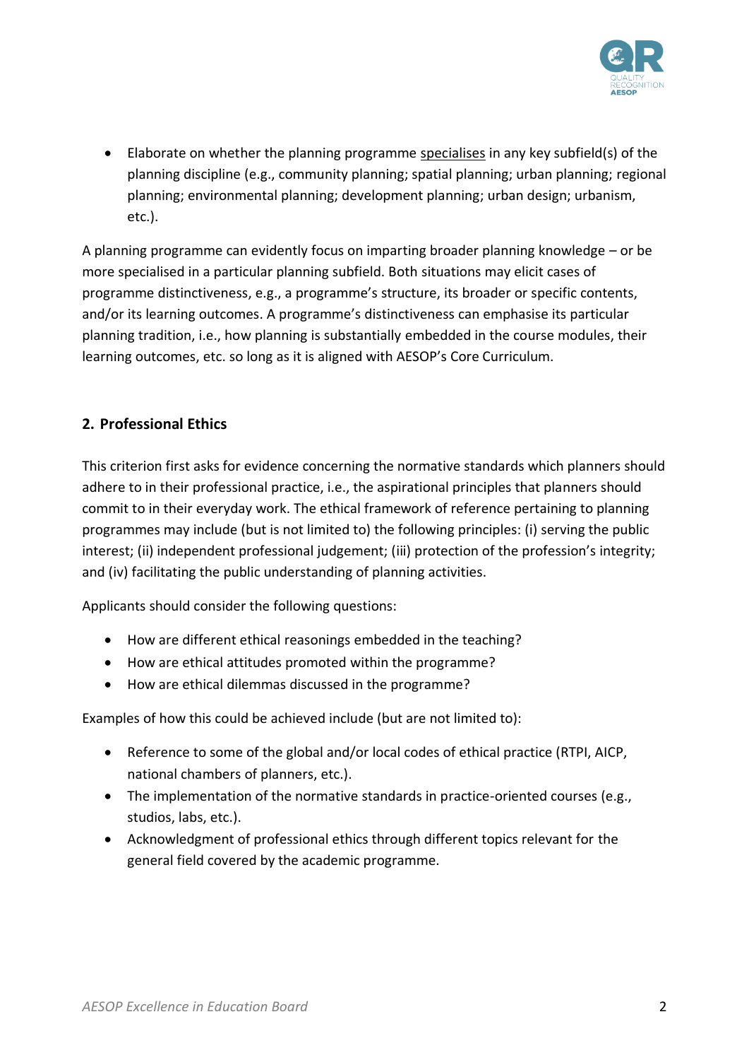- Elaborate on whether the planning programme specialises in any key subfield(s) of the planning discipline (e.g., community planning; spatial planning; urban planning; regional planning; environmental planning; development planning; urban design; urbanism, etc.).

A planning programme can evidently focus on imparting broader planning knowledge – or be more specialised in a particular planning subfield. Both situations may elicit cases of programme distinctiveness, e.g., a programme's structure, its broader or specific contents, and/or its learning outcomes. A programme's distinctiveness can emphasise its particular planning tradition, i.e., how planning is substantially embedded in the course modules, their learning outcomes, etc. so long as it is aligned with AESOP's Core Curriculum.

## 2. Professional Ethics

This criterion first asks for evidence concerning the normative standards which planners should adhere to in their professional practice, i.e., the aspirational principles that planners should commit to in their everyday work. The ethical framework of reference pertaining to planning programmes may include (but is not limited to) the following principles: (i) serving the public interest; (ii) independent professional judgement; (iii) protection of the profession's integrity; and (iv) facilitating the public understanding of planning activities.

Applicants should consider the following questions:

- How are different ethical reasonings embedded in the teaching?
- How are ethical attitudes promoted within the programme?
- How are ethical dilemmas discussed in the programme?

Examples of how this could be achieved include (but are not limited to):

- Reference to some of the global and/or local codes of ethical practice (RTPI, AICP, national chambers of planners, etc.).
- The implementation of the normative standards in practice-oriented courses (e.g., studios, labs, etc.).
- Acknowledgment of professional ethics through different topics relevant for the general field covered by the academic programme.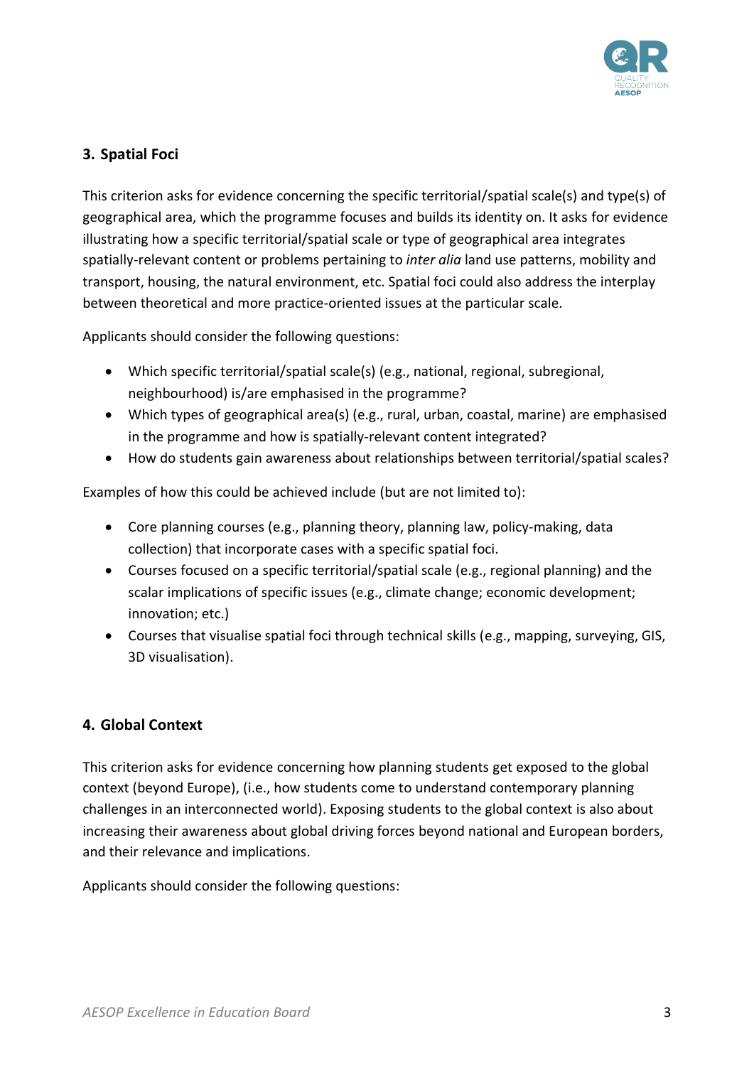## 3. Spatial Foci

This criterion asks for evidence concerning the specific territorial/spatial scale(s) and type(s) of geographical area, which the programme focuses and builds its identity on. It asks for evidence illustrating how a specific territorial/spatial scale or type of geographical area integrates spatially-relevant content or problems pertaining to *inter alia* land use patterns, mobility and transport, housing, the natural environment, etc. Spatial foci could also address the interplay between theoretical and more practice-oriented issues at the particular scale.

Applicants should consider the following questions:

- Which specific territorial/spatial scale(s) (e.g., national, regional, subregional, neighbourhood) is/are emphasised in the programme?
- Which types of geographical area(s) (e.g., rural, urban, coastal, marine) are emphasised in the programme and how is spatially-relevant content integrated?
- How do students gain awareness about relationships between territorial/spatial scales?

Examples of how this could be achieved include (but are not limited to):

- Core planning courses (e.g., planning theory, planning law, policy-making, data collection) that incorporate cases with a specific spatial foci.
- Courses focused on a specific territorial/spatial scale (e.g., regional planning) and the scalar implications of specific issues (e.g., climate change; economic development; innovation; etc.)
- Courses that visualise spatial foci through technical skills (e.g., mapping, surveying, GIS, 3D visualisation).

## 4. Global Context

This criterion asks for evidence concerning how planning students get exposed to the global context (beyond Europe), (i.e., how students come to understand contemporary planning challenges in an interconnected world). Exposing students to the global context is also about increasing their awareness about global driving forces beyond national and European borders, and their relevance and implications.

Applicants should consider the following questions: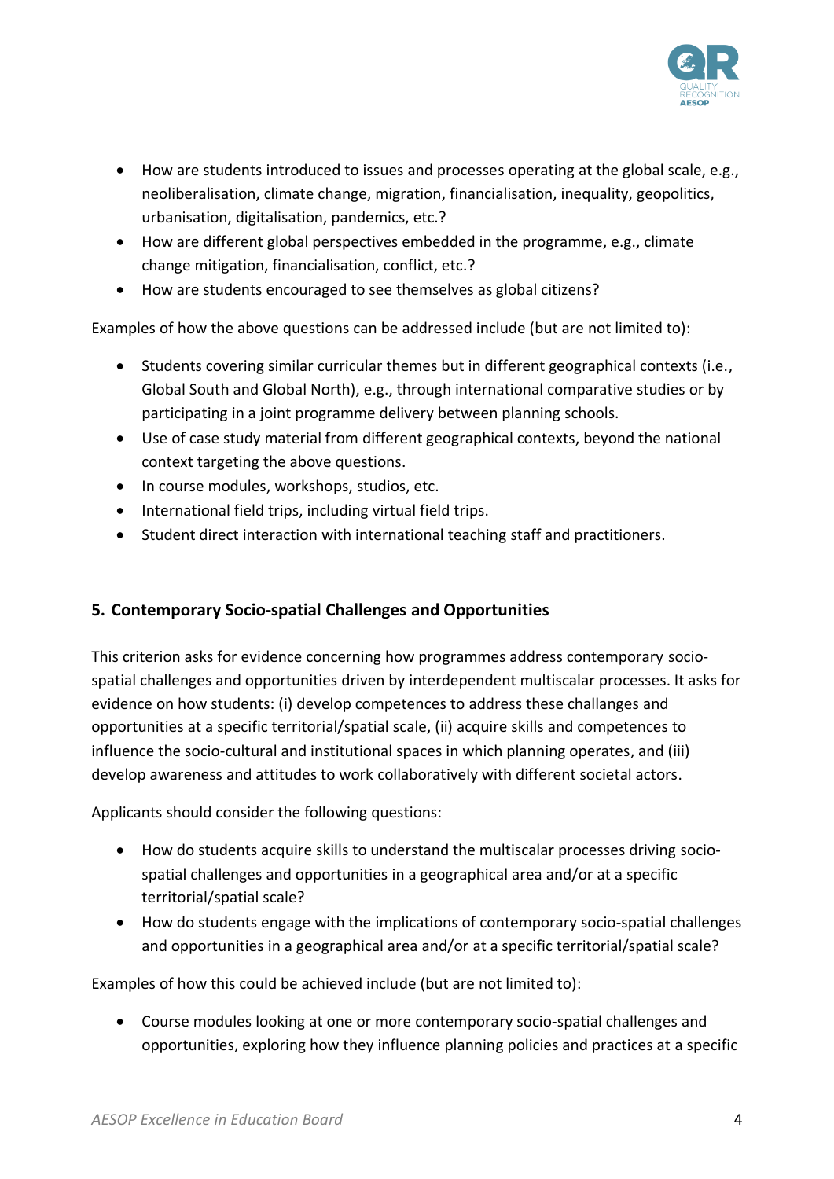- How are students introduced to issues and processes operating at the global scale, e.g., neoliberalisation, climate change, migration, financialisation, inequality, geopolitics, urbanisation, digitalisation, pandemics, etc.?
- How are different global perspectives embedded in the programme, e.g., climate change mitigation, financialisation, conflict, etc.?
- How are students encouraged to see themselves as global citizens?

Examples of how the above questions can be addressed include (but are not limited to):

- Students covering similar curricular themes but in different geographical contexts (i.e., Global South and Global North), e.g., through international comparative studies or by participating in a joint programme delivery between planning schools.
- Use of case study material from different geographical contexts, beyond the national context targeting the above questions.
- In course modules, workshops, studios, etc.
- International field trips, including virtual field trips.
- Student direct interaction with international teaching staff and practitioners.

## 5. Contemporary Socio-spatial Challenges and Opportunities

This criterion asks for evidence concerning how programmes address contemporary socio-spatial challenges and opportunities driven by interdependent multiscalar processes. It asks for evidence on how students: (i) develop competences to address these challanges and opportunities at a specific territorial/spatial scale, (ii) acquire skills and competences to influence the socio-cultural and institutional spaces in which planning operates, and (iii) develop awareness and attitudes to work collaboratively with different societal actors.

Applicants should consider the following questions:

- How do students acquire skills to understand the multiscalar processes driving socio-spatial challenges and opportunities in a geographical area and/or at a specific territorial/spatial scale?
- How do students engage with the implications of contemporary socio-spatial challenges and opportunities in a geographical area and/or at a specific territorial/spatial scale?

Examples of how this could be achieved include (but are not limited to):

- Course modules looking at one or more contemporary socio-spatial challenges and opportunities, exploring how they influence planning policies and practices at a specific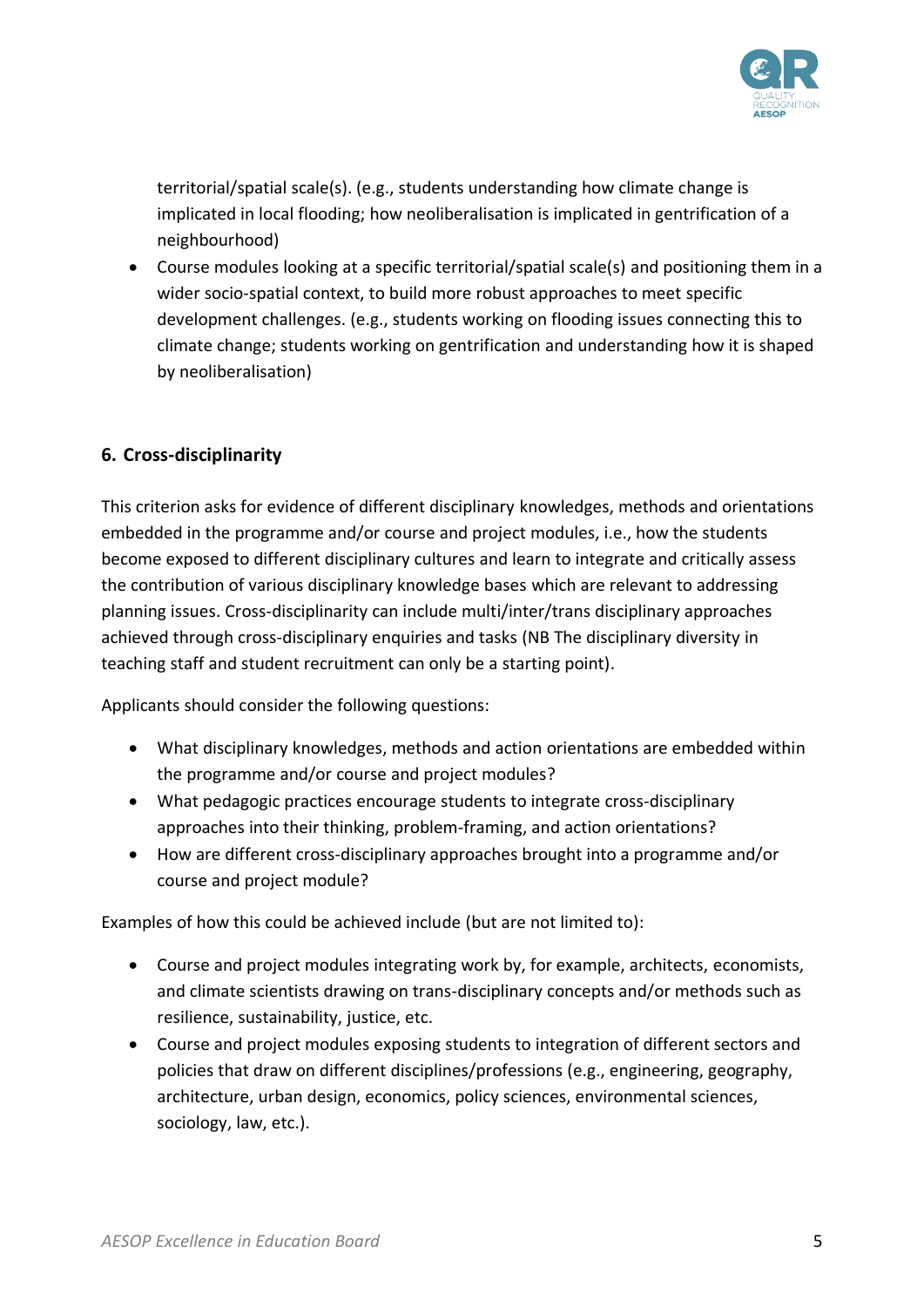territorial/spatial scale(s). (e.g., students understanding how climate change is implicated in local flooding; how neoliberalisation is implicated in gentrification of a neighbourhood)

- Course modules looking at a specific territorial/spatial scale(s) and positioning them in a wider socio-spatial context, to build more robust approaches to meet specific development challenges. (e.g., students working on flooding issues connecting this to climate change; students working on gentrification and understanding how it is shaped by neoliberalisation)

## 6. Cross-disciplinarity

This criterion asks for evidence of different disciplinary knowledges, methods and orientations embedded in the programme and/or course and project modules, i.e., how the students become exposed to different disciplinary cultures and learn to integrate and critically assess the contribution of various disciplinary knowledge bases which are relevant to addressing planning issues. Cross-disciplinarity can include multi/inter/trans disciplinary approaches achieved through cross-disciplinary enquiries and tasks (NB The disciplinary diversity in teaching staff and student recruitment can only be a starting point).

Applicants should consider the following questions:

- What disciplinary knowledges, methods and action orientations are embedded within the programme and/or course and project modules?
- What pedagogic practices encourage students to integrate cross-disciplinary approaches into their thinking, problem-framing, and action orientations?
- How are different cross-disciplinary approaches brought into a programme and/or course and project module?

Examples of how this could be achieved include (but are not limited to):

- Course and project modules integrating work by, for example, architects, economists, and climate scientists drawing on trans-disciplinary concepts and/or methods such as resilience, sustainability, justice, etc.
- Course and project modules exposing students to integration of different sectors and policies that draw on different disciplines/professions (e.g., engineering, geography, architecture, urban design, economics, policy sciences, environmental sciences, sociology, law, etc.).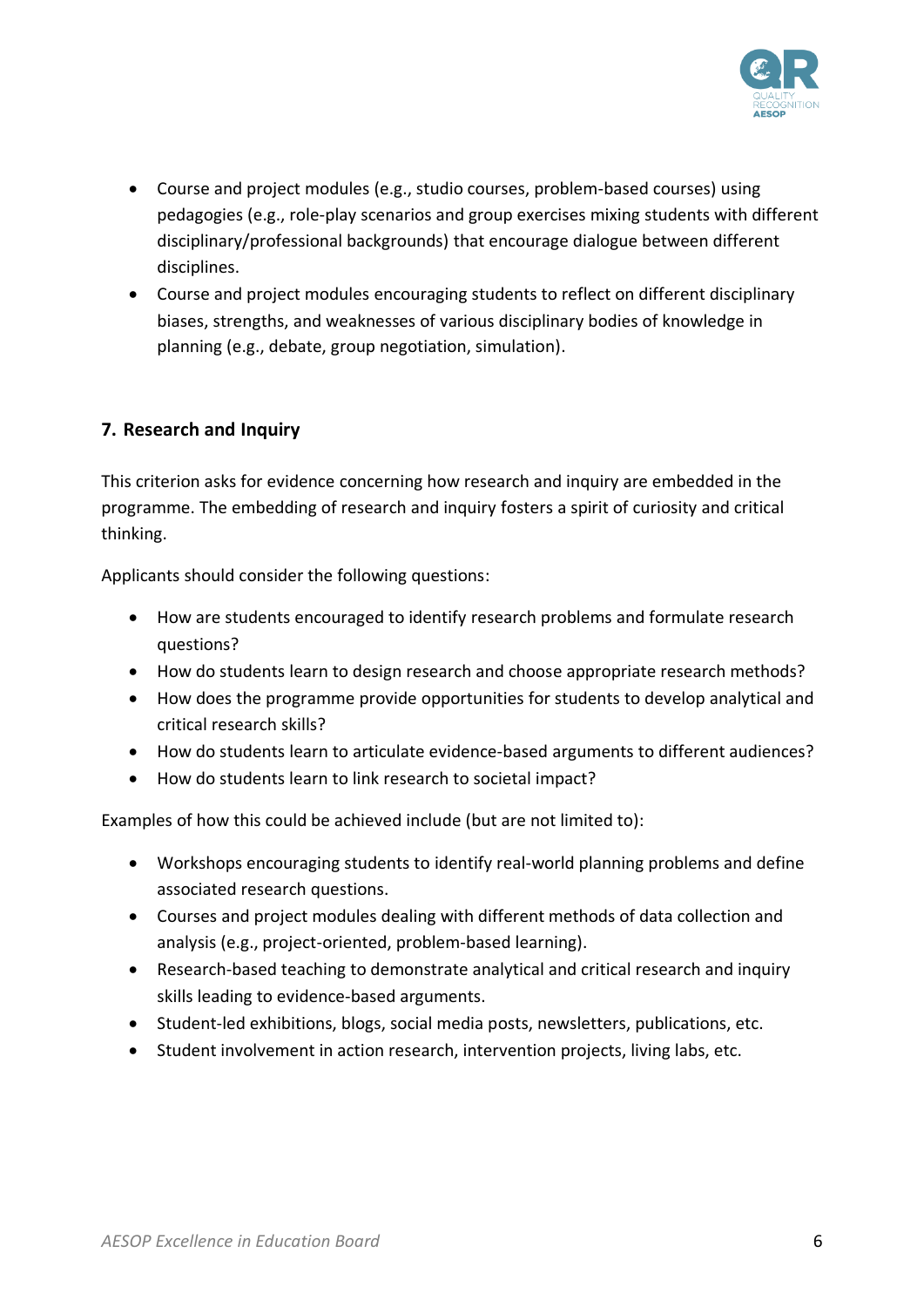- Course and project modules (e.g., studio courses, problem-based courses) using pedagogies (e.g., role-play scenarios and group exercises mixing students with different disciplinary/professional backgrounds) that encourage dialogue between different disciplines.
- Course and project modules encouraging students to reflect on different disciplinary biases, strengths, and weaknesses of various disciplinary bodies of knowledge in planning (e.g., debate, group negotiation, simulation).

## 7. Research and Inquiry

This criterion asks for evidence concerning how research and inquiry are embedded in the programme. The embedding of research and inquiry fosters a spirit of curiosity and critical thinking.

Applicants should consider the following questions:

- How are students encouraged to identify research problems and formulate research questions?
- How do students learn to design research and choose appropriate research methods?
- How does the programme provide opportunities for students to develop analytical and critical research skills?
- How do students learn to articulate evidence-based arguments to different audiences?
- How do students learn to link research to societal impact?

Examples of how this could be achieved include (but are not limited to):

- Workshops encouraging students to identify real-world planning problems and define associated research questions.
- Courses and project modules dealing with different methods of data collection and analysis (e.g., project-oriented, problem-based learning).
- Research-based teaching to demonstrate analytical and critical research and inquiry skills leading to evidence-based arguments.
- Student-led exhibitions, blogs, social media posts, newsletters, publications, etc.
- Student involvement in action research, intervention projects, living labs, etc.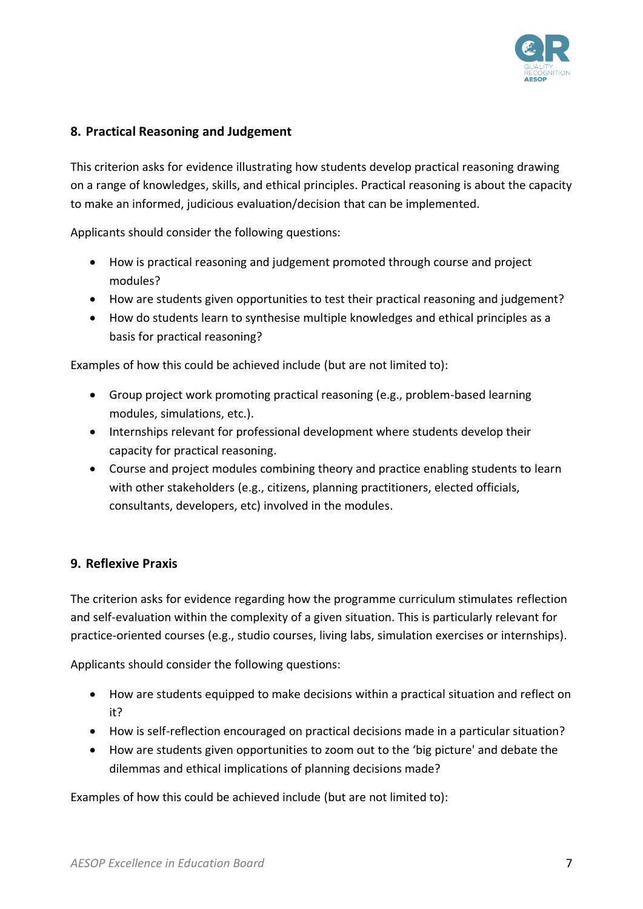## 8. Practical Reasoning and Judgement

This criterion asks for evidence illustrating how students develop practical reasoning drawing on a range of knowledges, skills, and ethical principles. Practical reasoning is about the capacity to make an informed, judicious evaluation/decision that can be implemented.

Applicants should consider the following questions:

- How is practical reasoning and judgement promoted through course and project modules?
- How are students given opportunities to test their practical reasoning and judgement?
- How do students learn to synthesise multiple knowledges and ethical principles as a basis for practical reasoning?

Examples of how this could be achieved include (but are not limited to):

- Group project work promoting practical reasoning (e.g., problem-based learning modules, simulations, etc.).
- Internships relevant for professional development where students develop their capacity for practical reasoning.
- Course and project modules combining theory and practice enabling students to learn with other stakeholders (e.g., citizens, planning practitioners, elected officials, consultants, developers, etc) involved in the modules.

## 9. Reflexive Praxis

The criterion asks for evidence regarding how the programme curriculum stimulates reflection and self-evaluation within the complexity of a given situation. This is particularly relevant for practice-oriented courses (e.g., studio courses, living labs, simulation exercises or internships).

Applicants should consider the following questions:

- How are students equipped to make decisions within a practical situation and reflect on it?
- How is self-reflection encouraged on practical decisions made in a particular situation?
- How are students given opportunities to zoom out to the 'big picture' and debate the dilemmas and ethical implications of planning decisions made?

Examples of how this could be achieved include (but are not limited to):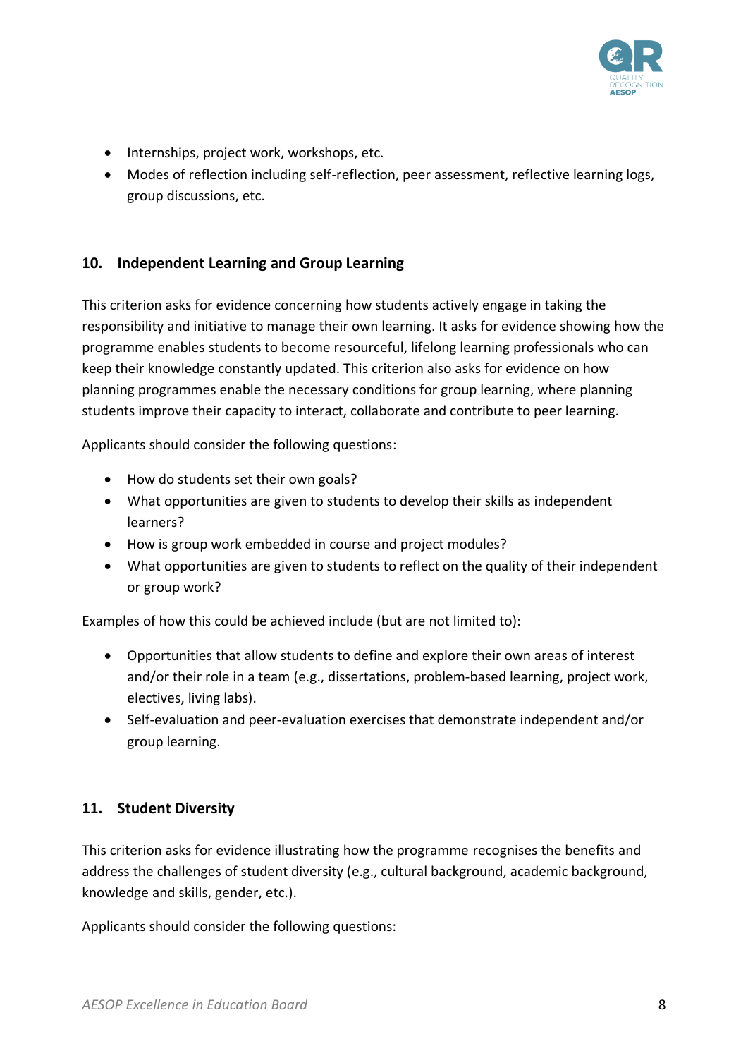- Internships, project work, workshops, etc.
- Modes of reflection including self-reflection, peer assessment, reflective learning logs, group discussions, etc.

### 10. Independent Learning and Group Learning

This criterion asks for evidence concerning how students actively engage in taking the responsibility and initiative to manage their own learning. It asks for evidence showing how the programme enables students to become resourceful, lifelong learning professionals who can keep their knowledge constantly updated. This criterion also asks for evidence on how planning programmes enable the necessary conditions for group learning, where planning students improve their capacity to interact, collaborate and contribute to peer learning.

Applicants should consider the following questions:

- How do students set their own goals?
- What opportunities are given to students to develop their skills as independent learners?
- How is group work embedded in course and project modules?
- What opportunities are given to students to reflect on the quality of their independent or group work?

Examples of how this could be achieved include (but are not limited to):

- Opportunities that allow students to define and explore their own areas of interest and/or their role in a team (e.g., dissertations, problem-based learning, project work, electives, living labs).
- Self-evaluation and peer-evaluation exercises that demonstrate independent and/or group learning.

### 11. Student Diversity

This criterion asks for evidence illustrating how the programme recognises the benefits and address the challenges of student diversity (e.g., cultural background, academic background, knowledge and skills, gender, etc.).

Applicants should consider the following questions: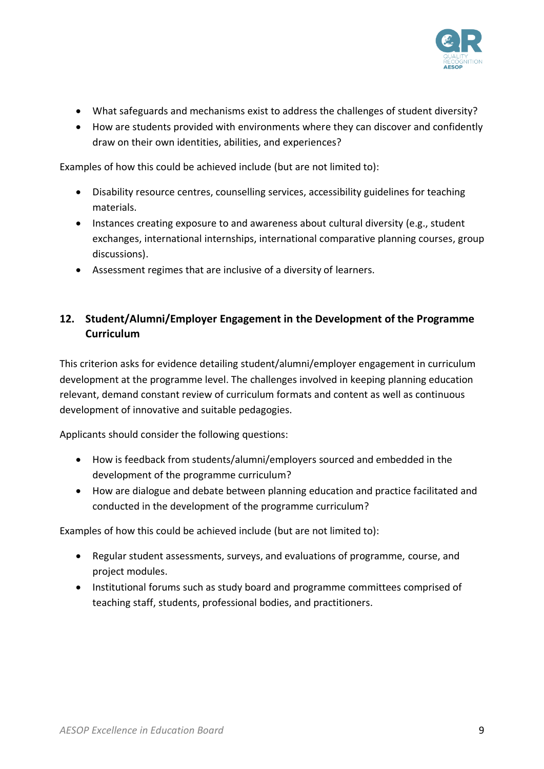- What safeguards and mechanisms exist to address the challenges of student diversity?
- How are students provided with environments where they can discover and confidently draw on their own identities, abilities, and experiences?

Examples of how this could be achieved include (but are not limited to):

- Disability resource centres, counselling services, accessibility guidelines for teaching materials.
- Instances creating exposure to and awareness about cultural diversity (e.g., student exchanges, international internships, international comparative planning courses, group discussions).
- Assessment regimes that are inclusive of a diversity of learners.

## 12. Student/Alumni/Employer Engagement in the Development of the Programme Curriculum

This criterion asks for evidence detailing student/alumni/employer engagement in curriculum development at the programme level. The challenges involved in keeping planning education relevant, demand constant review of curriculum formats and content as well as continuous development of innovative and suitable pedagogies.

Applicants should consider the following questions:

- How is feedback from students/alumni/employers sourced and embedded in the development of the programme curriculum?
- How are dialogue and debate between planning education and practice facilitated and conducted in the development of the programme curriculum?

Examples of how this could be achieved include (but are not limited to):

- Regular student assessments, surveys, and evaluations of programme, course, and project modules.
- Institutional forums such as study board and programme committees comprised of teaching staff, students, professional bodies, and practitioners.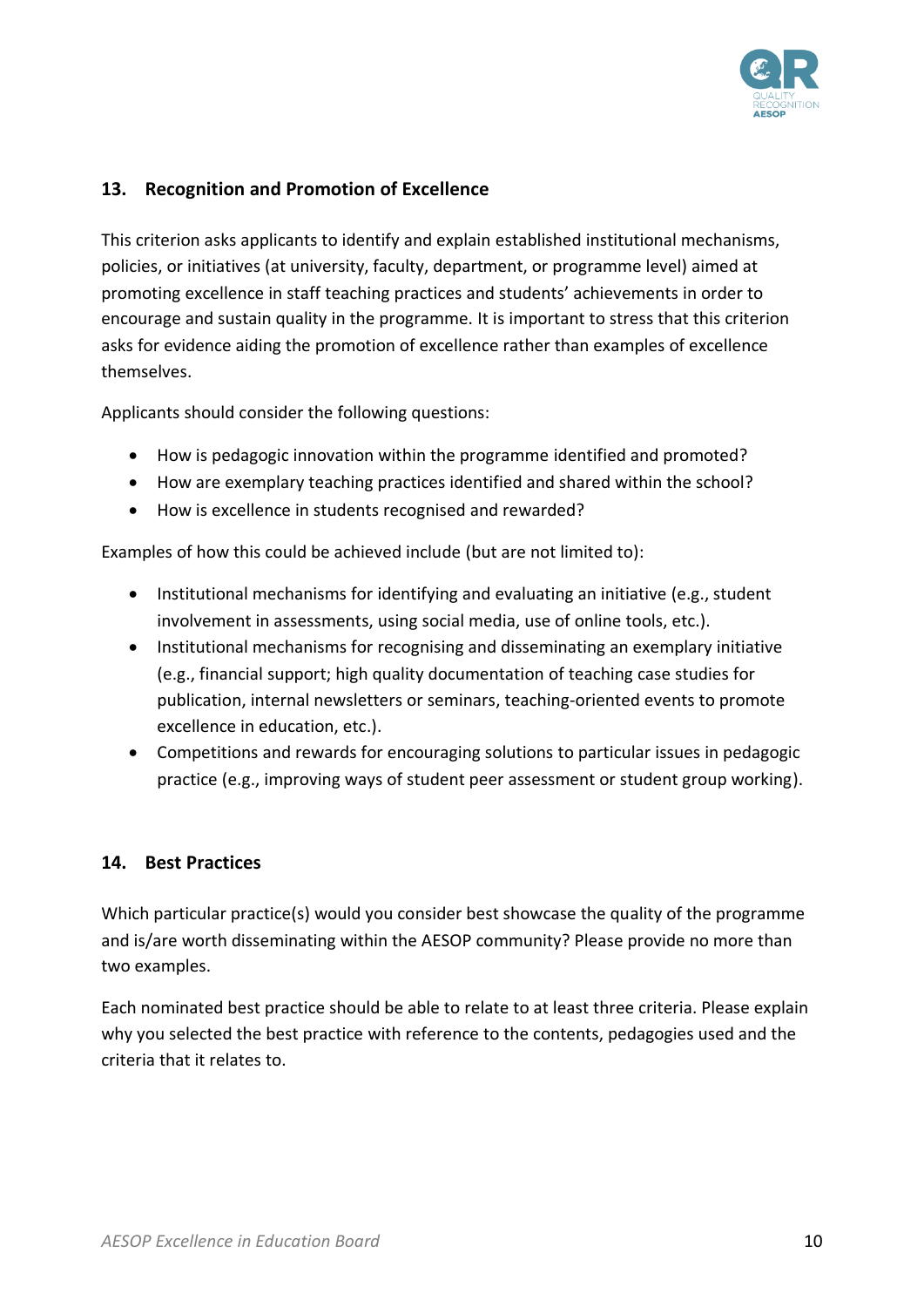## 13. Recognition and Promotion of Excellence

This criterion asks applicants to identify and explain established institutional mechanisms, policies, or initiatives (at university, faculty, department, or programme level) aimed at promoting excellence in staff teaching practices and students' achievements in order to encourage and sustain quality in the programme. It is important to stress that this criterion asks for evidence aiding the promotion of excellence rather than examples of excellence themselves.

Applicants should consider the following questions:

- How is pedagogic innovation within the programme identified and promoted?
- How are exemplary teaching practices identified and shared within the school?
- How is excellence in students recognised and rewarded?

Examples of how this could be achieved include (but are not limited to):

- Institutional mechanisms for identifying and evaluating an initiative (e.g., student involvement in assessments, using social media, use of online tools, etc.).
- Institutional mechanisms for recognising and disseminating an exemplary initiative (e.g., financial support; high quality documentation of teaching case studies for publication, internal newsletters or seminars, teaching-oriented events to promote excellence in education, etc.).
- Competitions and rewards for encouraging solutions to particular issues in pedagogic practice (e.g., improving ways of student peer assessment or student group working).

## 14. Best Practices

Which particular practice(s) would you consider best showcase the quality of the programme and is/are worth disseminating within the AESOP community? Please provide no more than two examples.

Each nominated best practice should be able to relate to at least three criteria. Please explain why you selected the best practice with reference to the contents, pedagogies used and the criteria that it relates to.